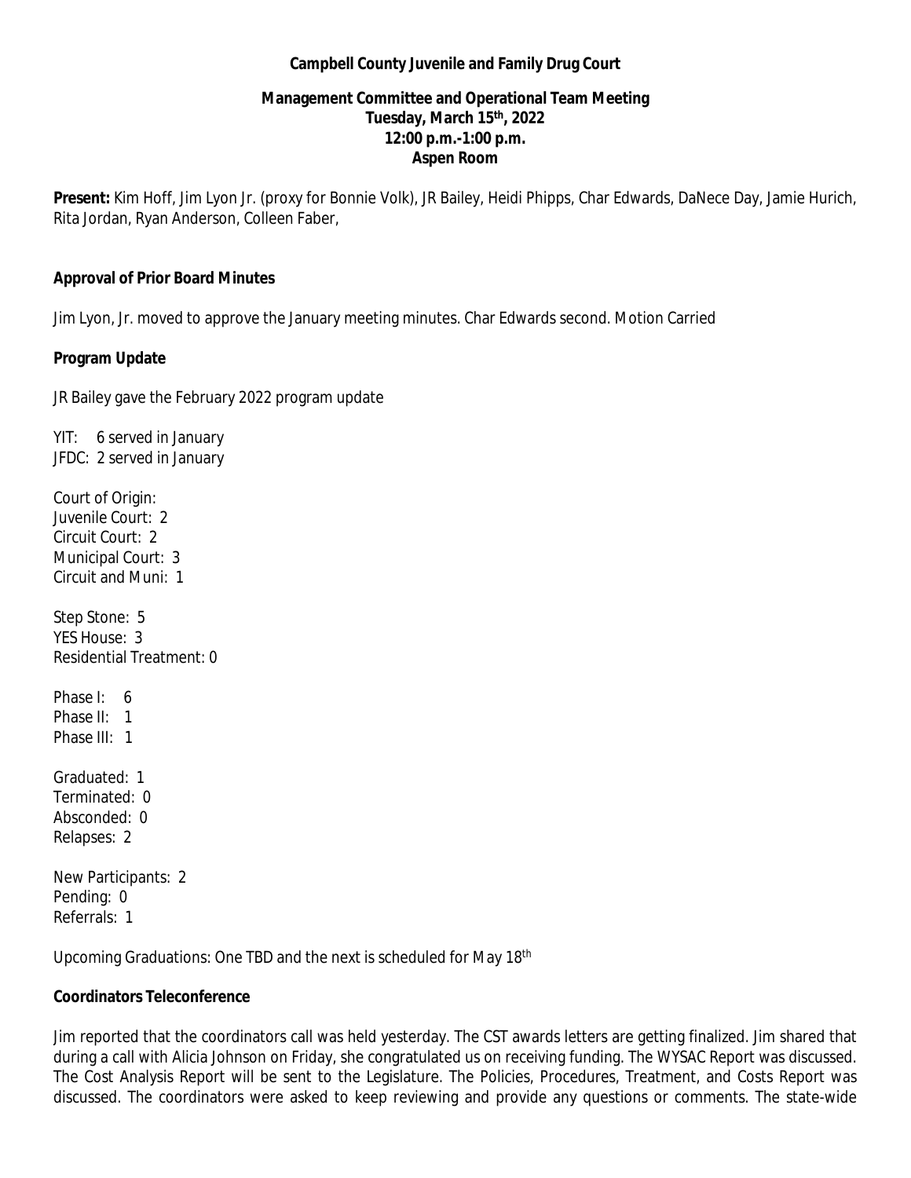**Campbell County Juvenile and Family Drug Court**

**Management Committee and Operational Team Meeting**
**Tuesday, March 15th, 2022**
**12:00 p.m.-1:00 p.m.**
**Aspen Room**

**Present:** Kim Hoff, Jim Lyon Jr. (proxy for Bonnie Volk), JR Bailey, Heidi Phipps, Char Edwards, DaNece Day, Jamie Hurich, Rita Jordan, Ryan Anderson, Colleen Faber,

**Approval of Prior Board Minutes**

Jim Lyon, Jr. moved to approve the January meeting minutes. Char Edwards second. Motion Carried

**Program Update**

JR Bailey gave the February 2022 program update

YIT: 6 served in January
JFDC: 2 served in January

Court of Origin:
Juvenile Court: 2
Circuit Court: 2
Municipal Court: 3
Circuit and Muni: 1

Step Stone: 5
YES House: 3
Residential Treatment: 0

Phase I: 6
Phase II: 1
Phase III: 1

Graduated: 1
Terminated: 0
Absconded: 0
Relapses: 2

New Participants: 2
Pending: 0
Referrals: 1

Upcoming Graduations: One TBD and the next is scheduled for May 18th

**Coordinators Teleconference**

Jim reported that the coordinators call was held yesterday. The CST awards letters are getting finalized. Jim shared that during a call with Alicia Johnson on Friday, she congratulated us on receiving funding. The WYSAC Report was discussed. The Cost Analysis Report will be sent to the Legislature. The Policies, Procedures, Treatment, and Costs Report was discussed. The coordinators were asked to keep reviewing and provide any questions or comments. The state-wide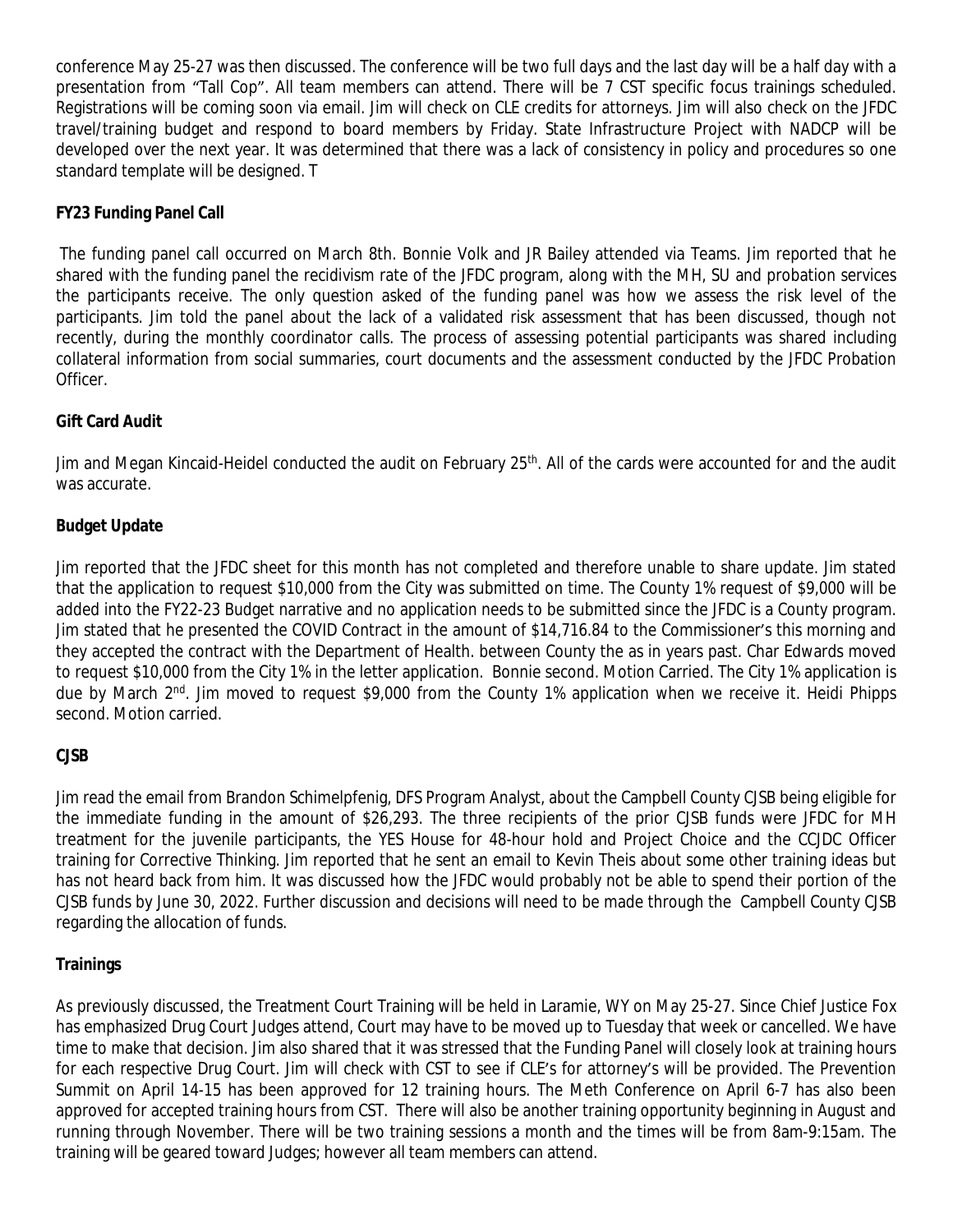conference May 25-27 was then discussed. The conference will be two full days and the last day will be a half day with a presentation from "Tall Cop". All team members can attend. There will be 7 CST specific focus trainings scheduled. Registrations will be coming soon via email. Jim will check on CLE credits for attorneys. Jim will also check on the JFDC travel/training budget and respond to board members by Friday. State Infrastructure Project with NADCP will be developed over the next year. It was determined that there was a lack of consistency in policy and procedures so one standard template will be designed. T

**FY23 Funding Panel Call**

The funding panel call occurred on March 8th. Bonnie Volk and JR Bailey attended via Teams. Jim reported that he shared with the funding panel the recidivism rate of the JFDC program, along with the MH, SU and probation services the participants receive. The only question asked of the funding panel was how we assess the risk level of the participants. Jim told the panel about the lack of a validated risk assessment that has been discussed, though not recently, during the monthly coordinator calls. The process of assessing potential participants was shared including collateral information from social summaries, court documents and the assessment conducted by the JFDC Probation Officer.

**Gift Card Audit**

Jim and Megan Kincaid-Heidel conducted the audit on February 25th. All of the cards were accounted for and the audit was accurate.

**Budget Update**

Jim reported that the JFDC sheet for this month has not completed and therefore unable to share update. Jim stated that the application to request $10,000 from the City was submitted on time. The County 1% request of $9,000 will be added into the FY22-23 Budget narrative and no application needs to be submitted since the JFDC is a County program. Jim stated that he presented the COVID Contract in the amount of $14,716.84 to the Commissioner's this morning and they accepted the contract with the Department of Health. between County the as in years past. Char Edwards moved to request $10,000 from the City 1% in the letter application. Bonnie second. Motion Carried. The City 1% application is due by March 2nd. Jim moved to request $9,000 from the County 1% application when we receive it. Heidi Phipps second. Motion carried.

**CJSB**

Jim read the email from Brandon Schimelpfenig, DFS Program Analyst, about the Campbell County CJSB being eligible for the immediate funding in the amount of $26,293. The three recipients of the prior CJSB funds were JFDC for MH treatment for the juvenile participants, the YES House for 48-hour hold and Project Choice and the CCJDC Officer training for Corrective Thinking. Jim reported that he sent an email to Kevin Theis about some other training ideas but has not heard back from him. It was discussed how the JFDC would probably not be able to spend their portion of the CJSB funds by June 30, 2022. Further discussion and decisions will need to be made through the Campbell County CJSB regarding the allocation of funds.

**Trainings**

As previously discussed, the Treatment Court Training will be held in Laramie, WY on May 25-27. Since Chief Justice Fox has emphasized Drug Court Judges attend, Court may have to be moved up to Tuesday that week or cancelled. We have time to make that decision. Jim also shared that it was stressed that the Funding Panel will closely look at training hours for each respective Drug Court. Jim will check with CST to see if CLE's for attorney's will be provided. The Prevention Summit on April 14-15 has been approved for 12 training hours. The Meth Conference on April 6-7 has also been approved for accepted training hours from CST. There will also be another training opportunity beginning in August and running through November. There will be two training sessions a month and the times will be from 8am-9:15am. The training will be geared toward Judges; however all team members can attend.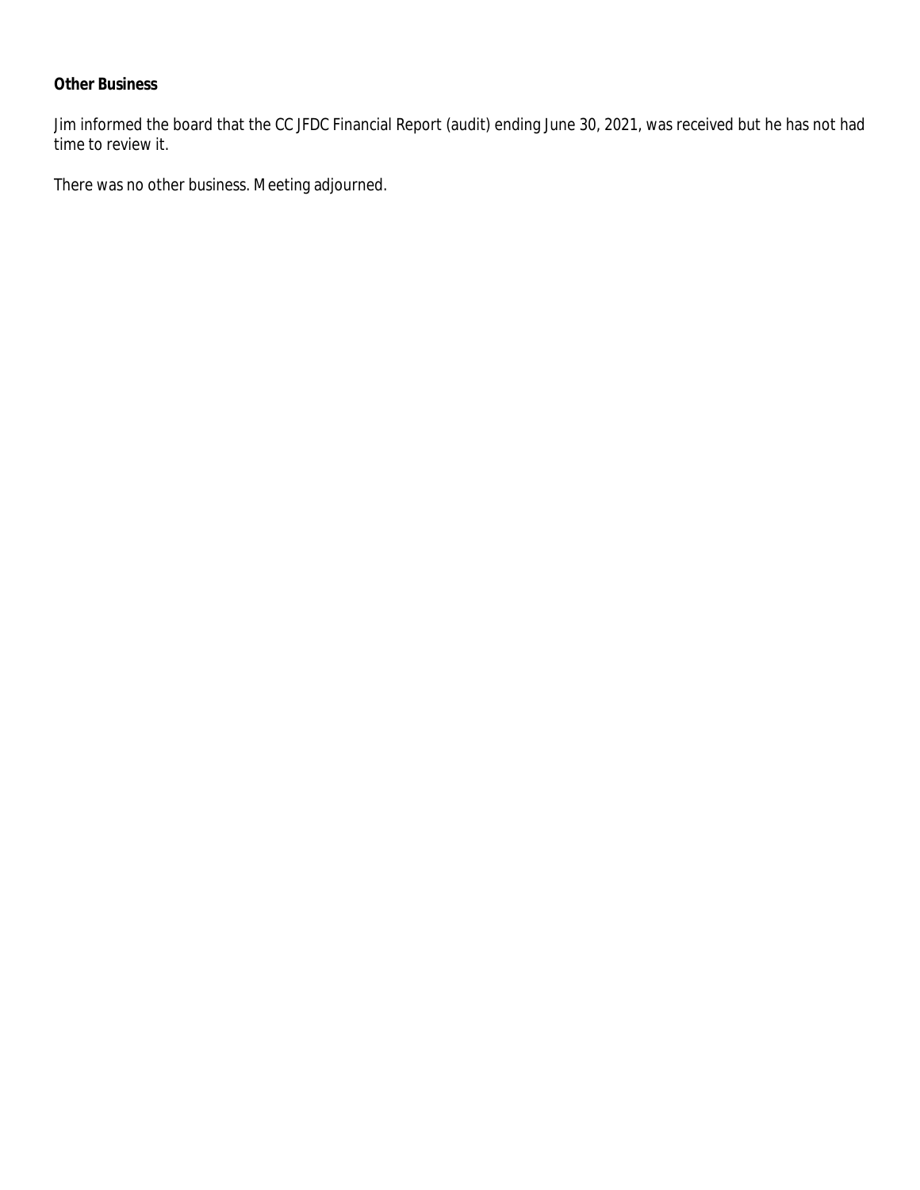**Other Business**

Jim informed the board that the CC JFDC Financial Report (audit) ending June 30, 2021, was received but he has not had time to review it.

There was no other business. Meeting adjourned.